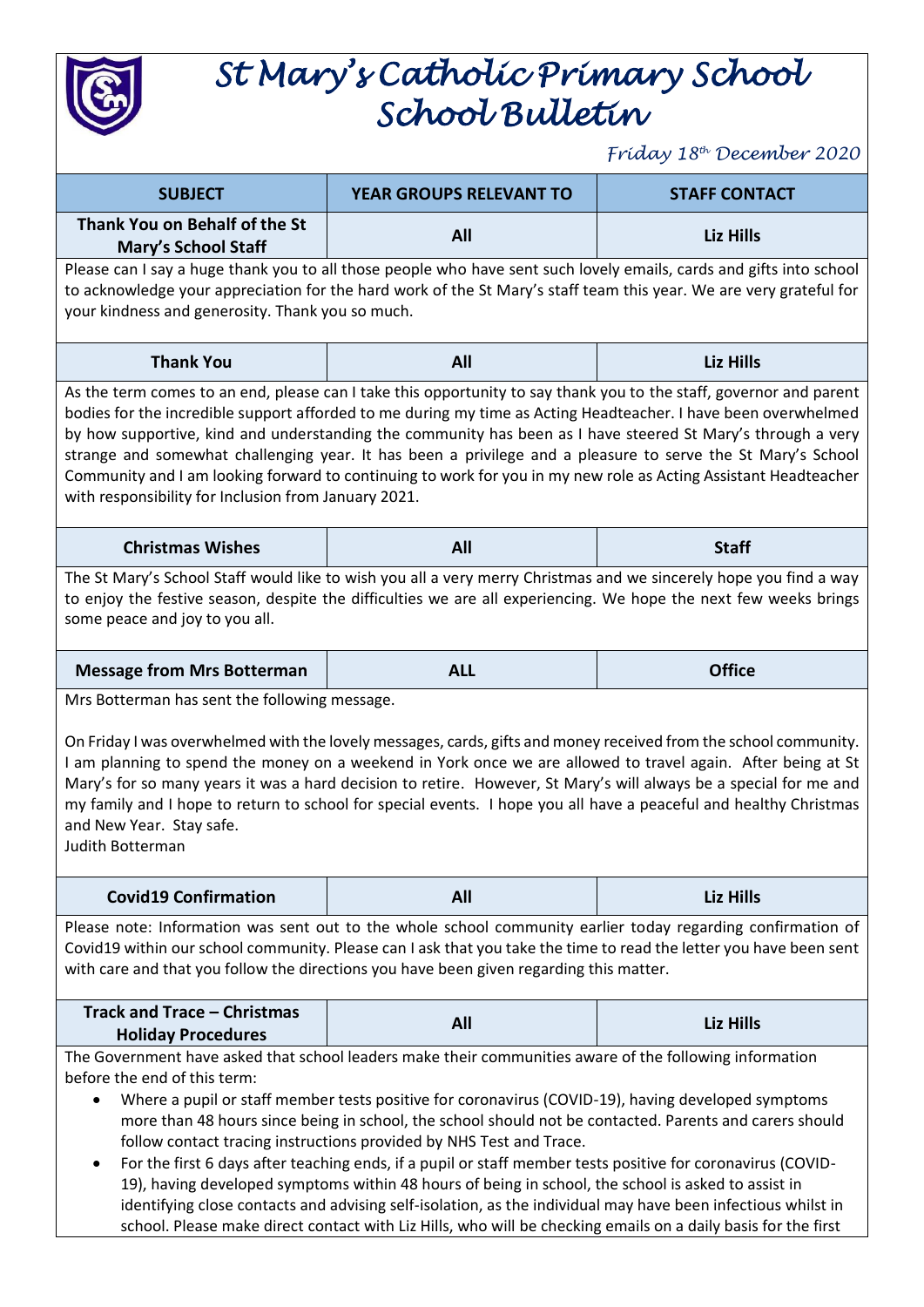# St Mary's Catholic Primary School
# School Bulletin

*Friday 18th December 2020*

| SUBJECT | YEAR GROUPS RELEVANT TO | STAFF CONTACT |
|---|---|---|
| **Thank You on Behalf of the St Mary's School Staff** | **All** | **Liz Hills** |

Please can I say a huge thank you to all those people who have sent such lovely emails, cards and gifts into school to acknowledge your appreciation for the hard work of the St Mary's staff team this year. We are very grateful for your kindness and generosity. Thank you so much.

| | | |
|---|---|---|
| **Thank You** | **All** | **Liz Hills** |

As the term comes to an end, please can I take this opportunity to say thank you to the staff, governor and parent bodies for the incredible support afforded to me during my time as Acting Headteacher. I have been overwhelmed by how supportive, kind and understanding the community has been as I have steered St Mary's through a very strange and somewhat challenging year. It has been a privilege and a pleasure to serve the St Mary's School Community and I am looking forward to continuing to work for you in my new role as Acting Assistant Headteacher with responsibility for Inclusion from January 2021.

| | | |
|---|---|---|
| **Christmas Wishes** | **All** | **Staff** |

The St Mary's School Staff would like to wish you all a very merry Christmas and we sincerely hope you find a way to enjoy the festive season, despite the difficulties we are all experiencing. We hope the next few weeks brings some peace and joy to you all.

| | | |
|---|---|---|
| **Message from Mrs Botterman** | **ALL** | **Office** |

Mrs Botterman has sent the following message.

On Friday I was overwhelmed with the lovely messages, cards, gifts and money received from the school community. I am planning to spend the money on a weekend in York once we are allowed to travel again. After being at St Mary's for so many years it was a hard decision to retire. However, St Mary's will always be a special for me and my family and I hope to return to school for special events. I hope you all have a peaceful and healthy Christmas and New Year. Stay safe.
Judith Botterman

| | | |
|---|---|---|
| **Covid19 Confirmation** | **All** | **Liz Hills** |

Please note: Information was sent out to the whole school community earlier today regarding confirmation of Covid19 within our school community. Please can I ask that you take the time to read the letter you have been sent with care and that you follow the directions you have been given regarding this matter.

| | | |
|---|---|---|
| **Track and Trace – Christmas Holiday Procedures** | **All** | **Liz Hills** |

The Government have asked that school leaders make their communities aware of the following information before the end of this term:

- Where a pupil or staff member tests positive for coronavirus (COVID-19), having developed symptoms more than 48 hours since being in school, the school should not be contacted. Parents and carers should follow contact tracing instructions provided by NHS Test and Trace.
- For the first 6 days after teaching ends, if a pupil or staff member tests positive for coronavirus (COVID-19), having developed symptoms within 48 hours of being in school, the school is asked to assist in identifying close contacts and advising self-isolation, as the individual may have been infectious whilst in school. Please make direct contact with Liz Hills, who will be checking emails on a daily basis for the first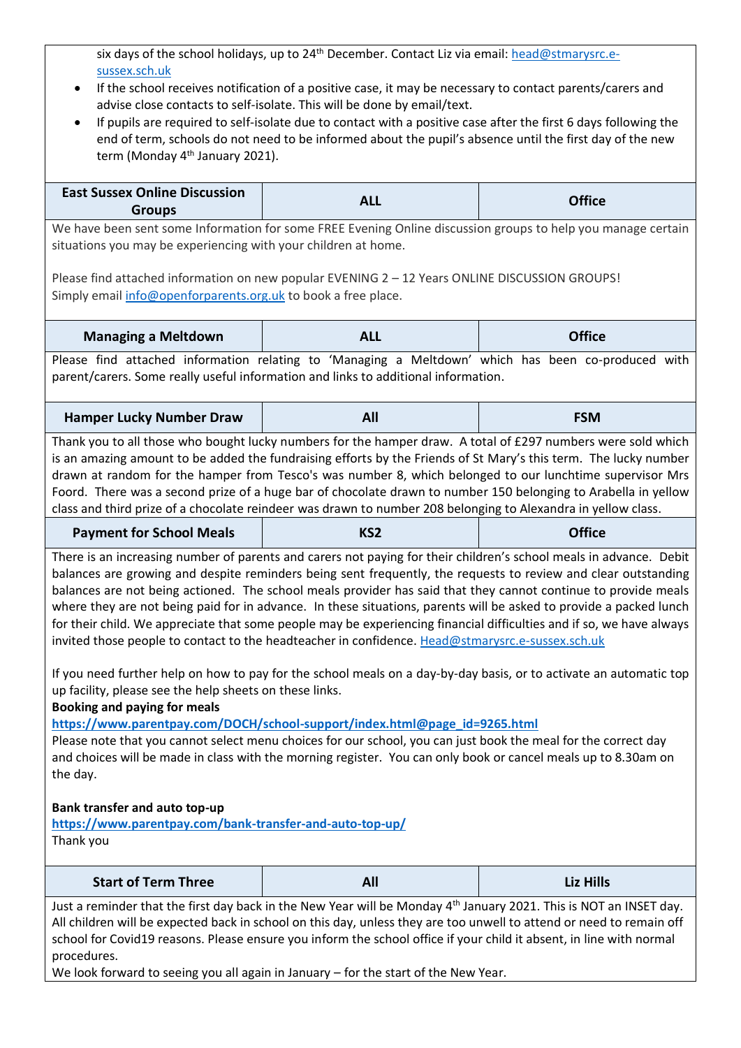six days of the school holidays, up to 24th December. Contact Liz via email: head@stmarysrc.e-sussex.sch.uk

- If the school receives notification of a positive case, it may be necessary to contact parents/carers and advise close contacts to self-isolate. This will be done by email/text.
- If pupils are required to self-isolate due to contact with a positive case after the first 6 days following the end of term, schools do not need to be informed about the pupil's absence until the first day of the new term (Monday 4th January 2021).

| East Sussex Online Discussion Groups | ALL | Office |
|---|---|---|

We have been sent some Information for some FREE Evening Online discussion groups to help you manage certain situations you may be experiencing with your children at home.

Please find attached information on new popular EVENING 2 – 12 Years ONLINE DISCUSSION GROUPS! Simply email info@openforparents.org.uk to book a free place.

| Managing a Meltdown | ALL | Office |
|---|---|---|

Please find attached information relating to 'Managing a Meltdown' which has been co-produced with parent/carers. Some really useful information and links to additional information.

| Hamper Lucky Number Draw | All | FSM |
|---|---|---|

Thank you to all those who bought lucky numbers for the hamper draw. A total of £297 numbers were sold which is an amazing amount to be added the fundraising efforts by the Friends of St Mary's this term. The lucky number drawn at random for the hamper from Tesco's was number 8, which belonged to our lunchtime supervisor Mrs Foord. There was a second prize of a huge bar of chocolate drawn to number 150 belonging to Arabella in yellow class and third prize of a chocolate reindeer was drawn to number 208 belonging to Alexandra in yellow class.

| Payment for School Meals | KS2 | Office |
|---|---|---|

There is an increasing number of parents and carers not paying for their children's school meals in advance. Debit balances are growing and despite reminders being sent frequently, the requests to review and clear outstanding balances are not being actioned. The school meals provider has said that they cannot continue to provide meals where they are not being paid for in advance. In these situations, parents will be asked to provide a packed lunch for their child. We appreciate that some people may be experiencing financial difficulties and if so, we have always invited those people to contact to the headteacher in confidence. Head@stmarysrc.e-sussex.sch.uk

If you need further help on how to pay for the school meals on a day-by-day basis, or to activate an automatic top up facility, please see the help sheets on these links.

**Booking and paying for meals**

**https://www.parentpay.com/DOCH/school-support/index.html@page_id=9265.html**

Please note that you cannot select menu choices for our school, you can just book the meal for the correct day and choices will be made in class with the morning register. You can only book or cancel meals up to 8.30am on the day.

**Bank transfer and auto top-up**

**https://www.parentpay.com/bank-transfer-and-auto-top-up/**

Thank you

| Start of Term Three | All | Liz Hills |
|---|---|---|

Just a reminder that the first day back in the New Year will be Monday 4th January 2021. This is NOT an INSET day. All children will be expected back in school on this day, unless they are too unwell to attend or need to remain off school for Covid19 reasons. Please ensure you inform the school office if your child it absent, in line with normal procedures.

We look forward to seeing you all again in January – for the start of the New Year.